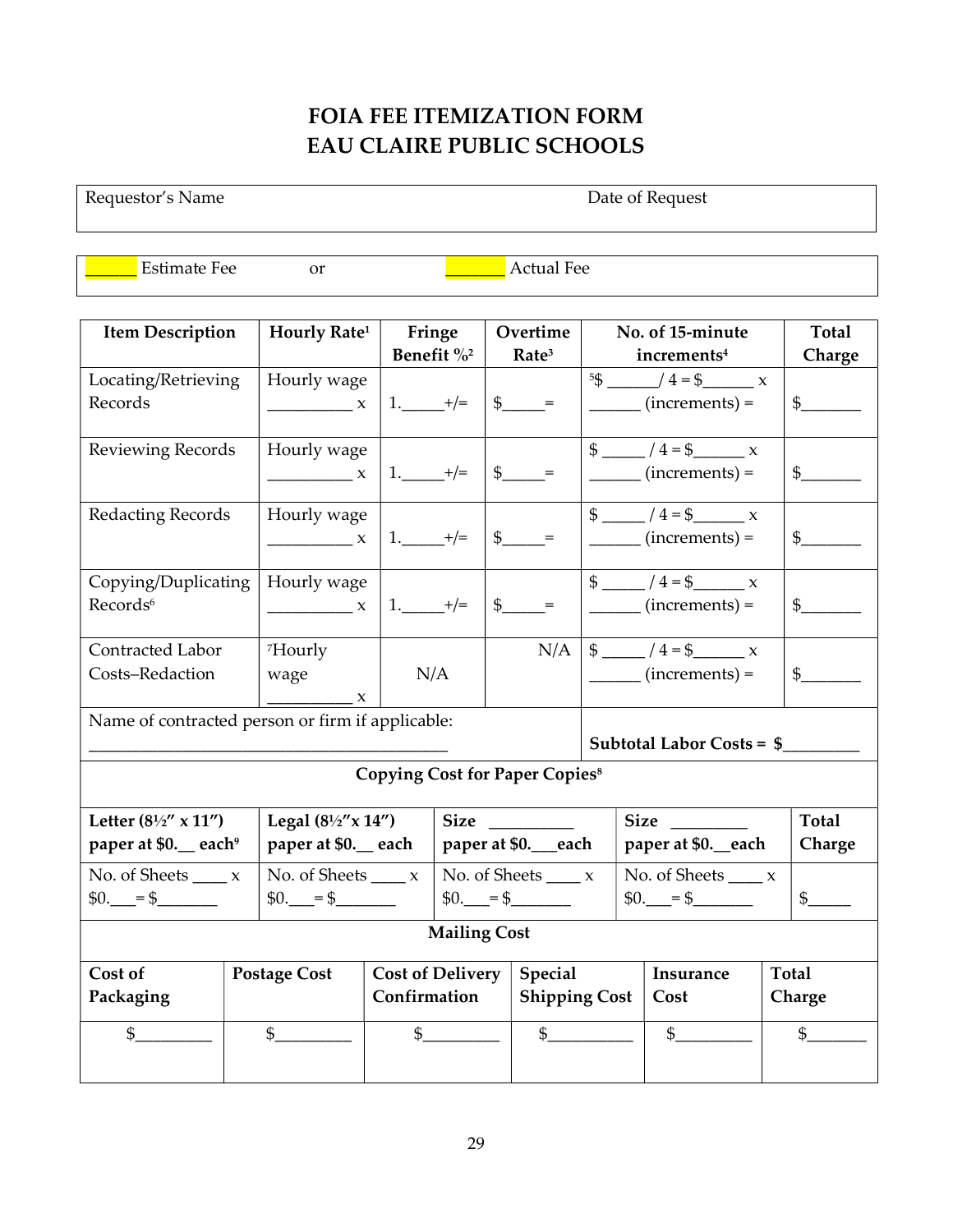# FOIA FEE ITEMIZATION FORM
# EAU CLAIRE PUBLIC SCHOOLS

| Requestor's Name | Date of Request |
|---|---|
| | |

______ Estimate Fee or _______ Actual Fee

| Item Description | Hourly Rate[1] | Fringe Benefit %[2] | Overtime Rate[3] | No. of 15-minute increments[4] | Total Charge |
|---|---|---|---|---|---|
| Locating/Retrieving Records | Hourly wage __________ x | 1._____+/= | $_____= | [5]$ ______/ 4 = $______ x ______ (increments) = | $_______ |
| Reviewing Records | Hourly wage __________ x | 1._____+/= | $_____= | $ _____ / 4 = $______ x ______ (increments) = | $_______ |
| Redacting Records | Hourly wage __________ x | 1._____+/= | $_____= | $ _____ / 4 = $______ x ______ (increments) = | $_______ |
| Copying/Duplicating Records[6] | Hourly wage __________ x | 1._____+/= | $_____= | $ _____ / 4 = $______ x ______ (increments) = | $_______ |
| Contracted Labor Costs–Redaction | [7]Hourly wage __________ x | N/A | N/A | $ _____ / 4 = $______ x ______ (increments) = | $_______ |
| Name of contracted person or firm if applicable: ___________________________________________ | | | | **Subtotal Labor Costs = $_________** | |

**Copying Cost for Paper Copies[8]**

| Letter (8½″ x 11″) paper at $0.__ each[9] | Legal (8½″x 14″) paper at $0.__ each | Size _________ paper at $0.___each | Size _________ paper at $0.__each | Total Charge |
|---|---|---|---|---|
| No. of Sheets ____ x $0.___= $_______ | No. of Sheets ____ x $0.___= $_______ | No. of Sheets ____ x $0.___= $_______ | No. of Sheets ____ x $0.___= $_______ | $_____ |

**Mailing Cost**

| Cost of Packaging | Postage Cost | Cost of Delivery Confirmation | Special Shipping Cost | Insurance Cost | Total Charge |
|---|---|---|---|---|---|
| $_________ | $_________ | $_________ | $__________ | $_________ | $_______ |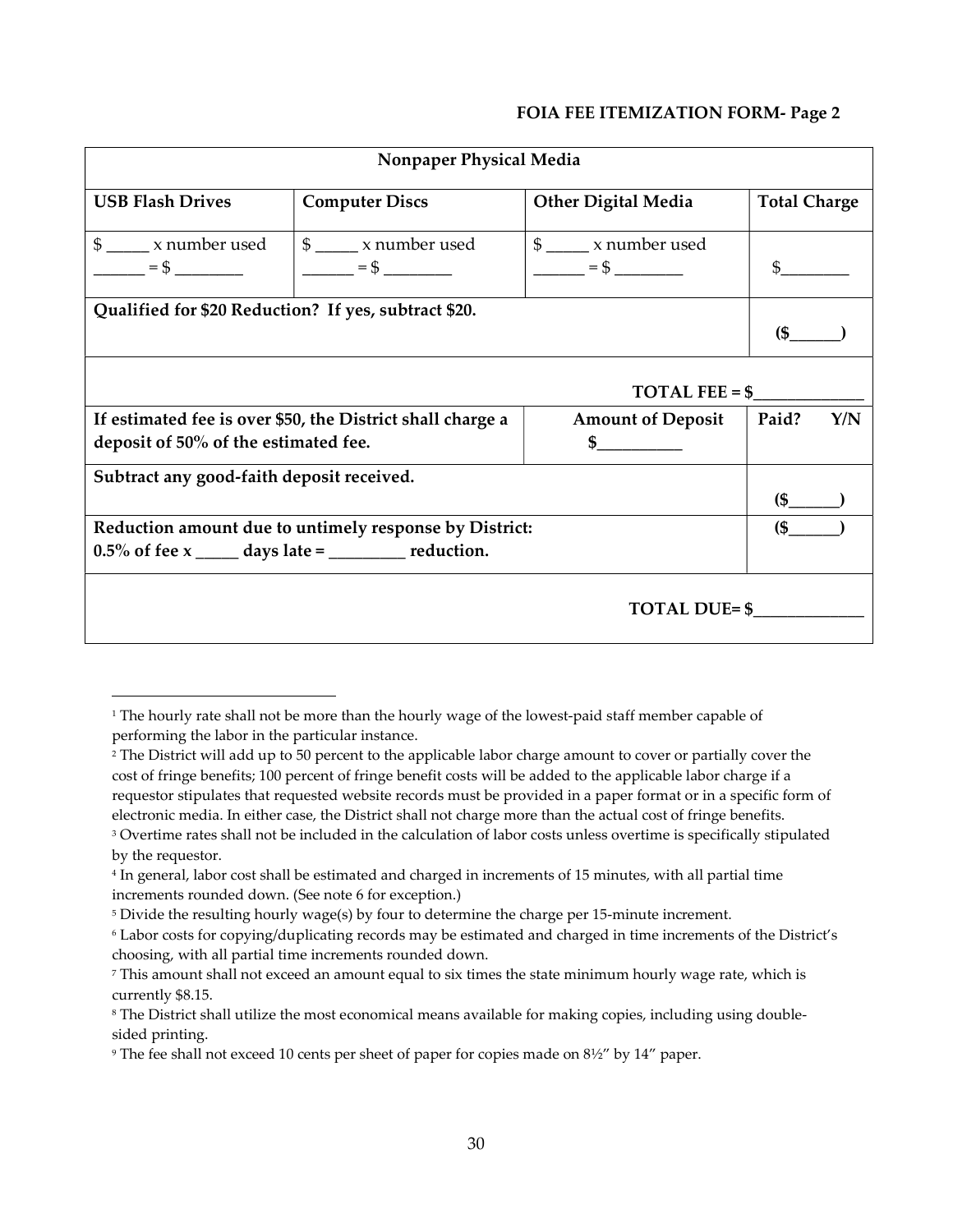**FOIA FEE ITEMIZATION FORM- Page 2**

| Nonpaper Physical Media | | | |
|---|---|---|---|
| **USB Flash Drives** | **Computer Discs** | **Other Digital Media** | **Total Charge** |
| $ _____ x number used ______ = $ ________ | $ _____ x number used ______ = $ ________ | $ _____ x number used ______ = $ ________ | $________ |
| **Qualified for $20 Reduction? If yes, subtract $20.** | | | **($______)** |
| | | | **TOTAL FEE = $_____________** |
| **If estimated fee is over $50, the District shall charge a deposit of 50% of the estimated fee.** | | **Amount of Deposit $__________** | **Paid? Y/N** |
| **Subtract any good-faith deposit received.** | | | **($______)** |
| **Reduction amount due to untimely response by District: 0.5% of fee x _____ days late = _________ reduction.** | | | **($______)** |
| | | | **TOTAL DUE= $_____________** |

[1] The hourly rate shall not be more than the hourly wage of the lowest-paid staff member capable of performing the labor in the particular instance.

[2] The District will add up to 50 percent to the applicable labor charge amount to cover or partially cover the cost of fringe benefits; 100 percent of fringe benefit costs will be added to the applicable labor charge if a requestor stipulates that requested website records must be provided in a paper format or in a specific form of electronic media. In either case, the District shall not charge more than the actual cost of fringe benefits.

[3] Overtime rates shall not be included in the calculation of labor costs unless overtime is specifically stipulated by the requestor.

[4] In general, labor cost shall be estimated and charged in increments of 15 minutes, with all partial time increments rounded down. (See note 6 for exception.)

[5] Divide the resulting hourly wage(s) by four to determine the charge per 15-minute increment.

[6] Labor costs for copying/duplicating records may be estimated and charged in time increments of the District's choosing, with all partial time increments rounded down.

[7] This amount shall not exceed an amount equal to six times the state minimum hourly wage rate, which is currently $8.15.

[8] The District shall utilize the most economical means available for making copies, including using double-sided printing.

[9] The fee shall not exceed 10 cents per sheet of paper for copies made on 8½" by 14" paper.